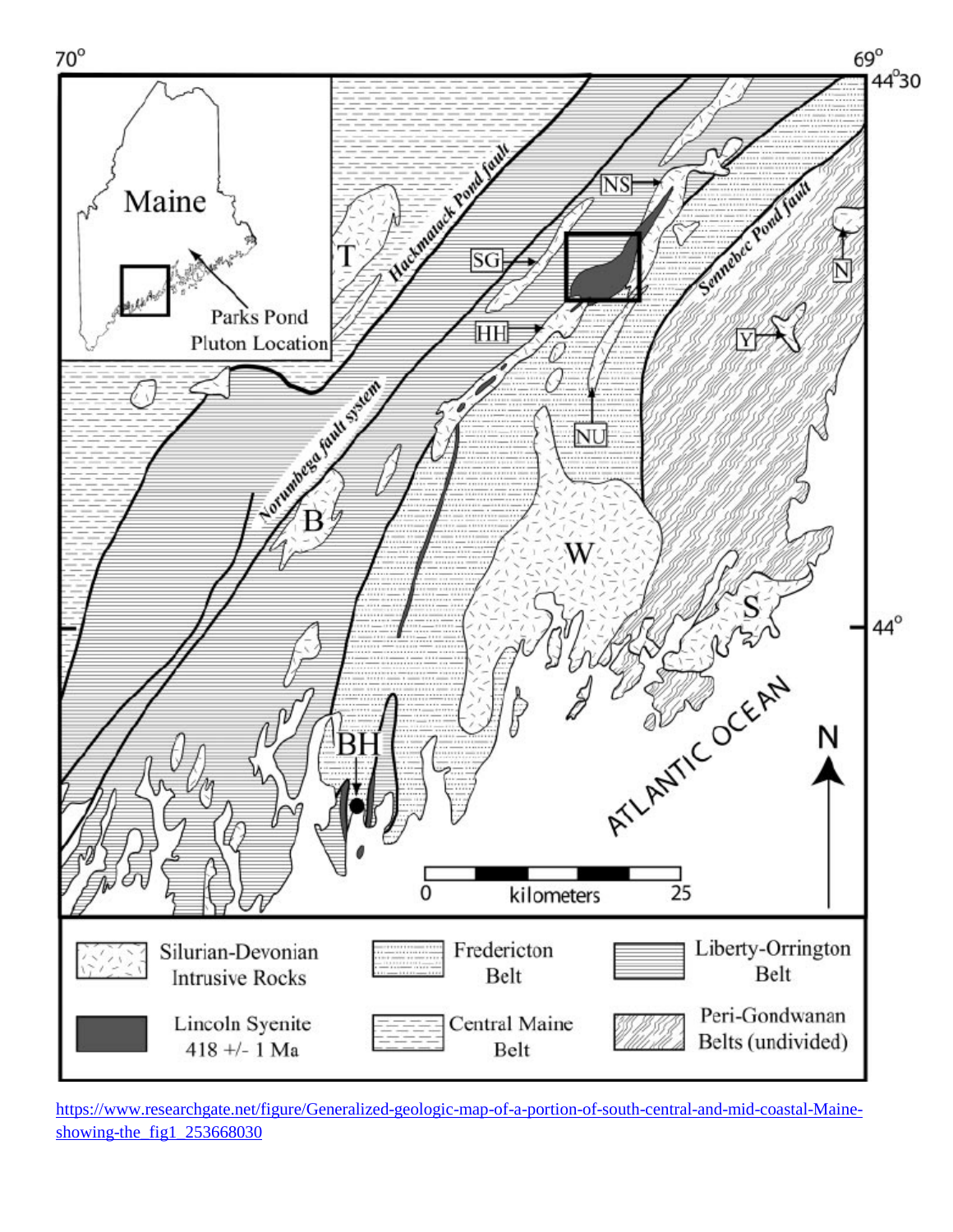70° 69° 44°30

Maine

Parks Pond Pluton Location

T

Hackmatack Pond fault

SG

NS

HH

NU

Sennebec Pond fault

N

Y

Norumbega fault system

B

W

S

44°

BH

ATLANTIC OCEAN

N

0 kilometers 25

| | |
|---|---|
| Silurian-Devonian Intrusive Rocks | Lincoln Syenite 418 +/- 1 Ma |
| Fredericton Belt | Central Maine Belt |
| Liberty-Orrington Belt | Peri-Gondwanan Belts (undivided) |

[https://www.researchgate.net/figure/Generalized-geologic-map-of-a-portion-of-south-central-and-mid-coastal-Maine-showing-the_fig1_253668030](https://www.researchgate.net/figure/Generalized-geologic-map-of-a-portion-of-south-central-and-mid-coastal-Maine-showing-the_fig1_253668030)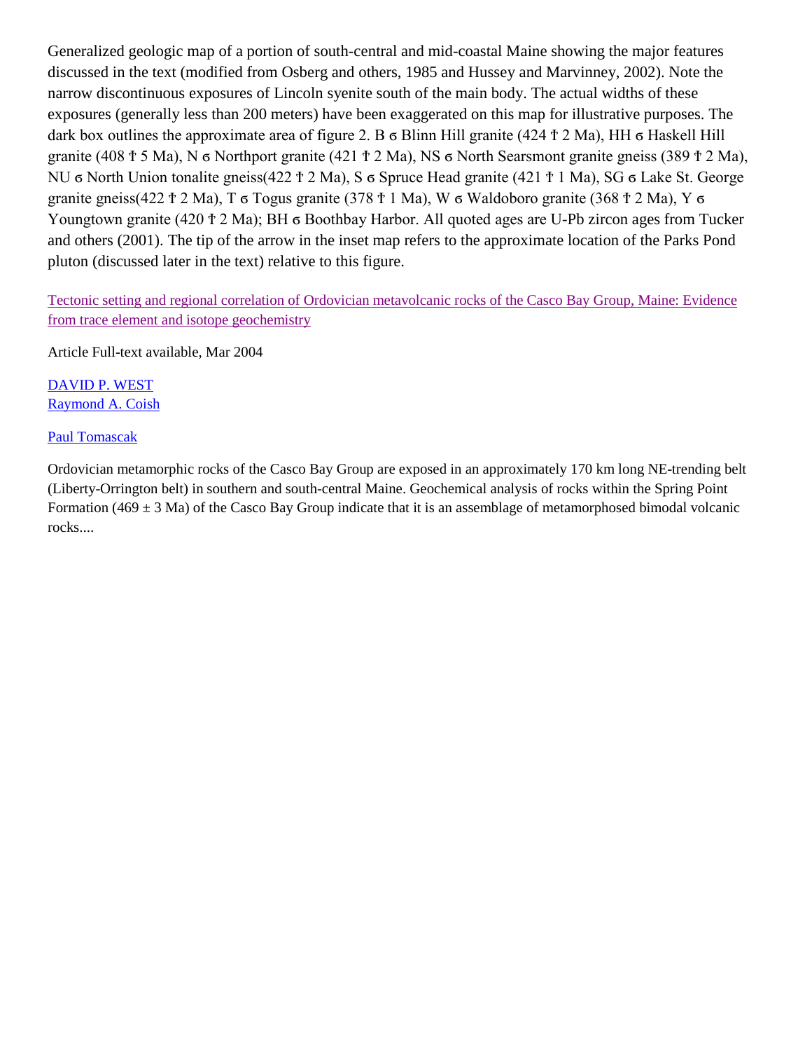Generalized geologic map of a portion of south-central and mid-coastal Maine showing the major features discussed in the text (modified from Osberg and others, 1985 and Hussey and Marvinney, 2002). Note the narrow discontinuous exposures of Lincoln syenite south of the main body. The actual widths of these exposures (generally less than 200 meters) have been exaggerated on this map for illustrative purposes. The dark box outlines the approximate area of figure 2. B ϭ Blinn Hill granite (424 Ϯ 2 Ma), HH ϭ Haskell Hill granite (408 Ϯ 5 Ma), N ϭ Northport granite (421 Ϯ 2 Ma), NS ϭ North Searsmont granite gneiss (389 Ϯ 2 Ma), NU ϭ North Union tonalite gneiss(422 Ϯ 2 Ma), S ϭ Spruce Head granite (421 Ϯ 1 Ma), SG ϭ Lake St. George granite gneiss(422 Ϯ 2 Ma), T ϭ Togus granite (378 Ϯ 1 Ma), W ϭ Waldoboro granite (368 Ϯ 2 Ma), Y ϭ Youngtown granite (420 Ϯ 2 Ma); BH ϭ Boothbay Harbor. All quoted ages are U-Pb zircon ages from Tucker and others (2001). The tip of the arrow in the inset map refers to the approximate location of the Parks Pond pluton (discussed later in the text) relative to this figure.

[Tectonic setting and regional correlation of Ordovician metavolcanic rocks of the Casco Bay Group, Maine: Evidence from trace element and isotope geochemistry]

Article Full-text available, Mar 2004

[DAVID P. WEST]
[Raymond A. Coish]

[Paul Tomascak]

Ordovician metamorphic rocks of the Casco Bay Group are exposed in an approximately 170 km long NE-trending belt (Liberty-Orrington belt) in southern and south-central Maine. Geochemical analysis of rocks within the Spring Point Formation (469 ± 3 Ma) of the Casco Bay Group indicate that it is an assemblage of metamorphosed bimodal volcanic rocks....